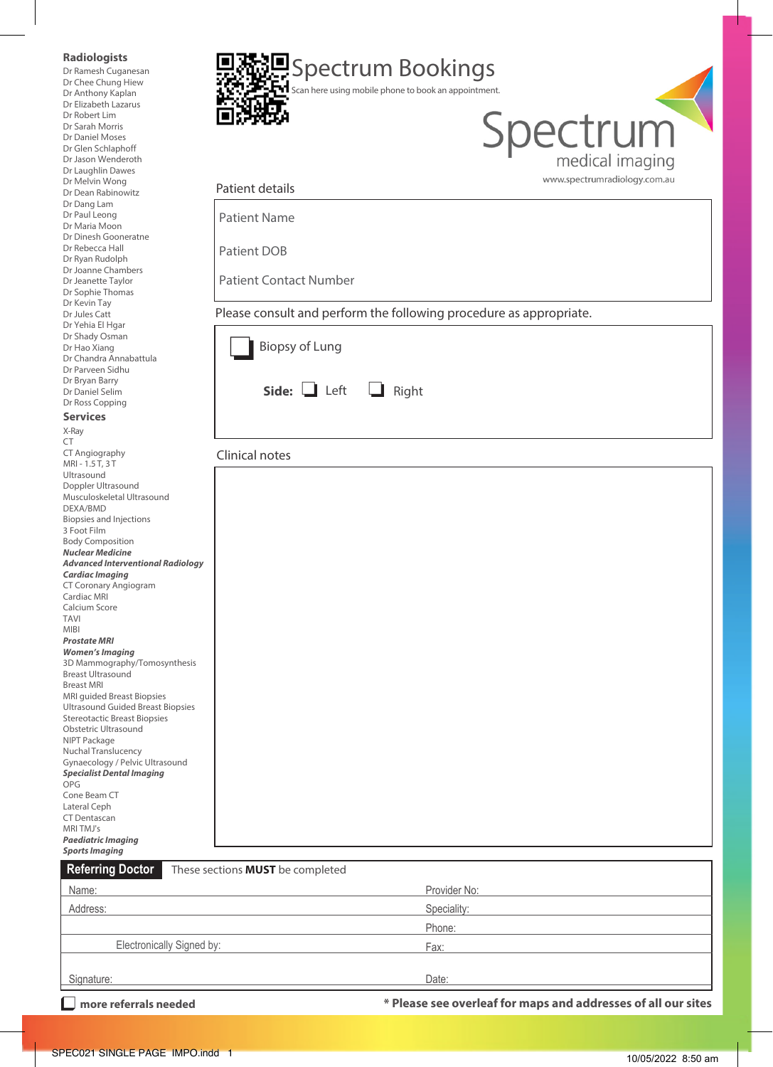## Radiologists

Dr Ramesh Cuganesan
Dr Chee Chung Hiew
Dr Anthony Kaplan
Dr Elizabeth Lazarus
Dr Robert Lim
Dr Sarah Morris
Dr Daniel Moses
Dr Glen Schlaphoff
Dr Jason Wenderoth
Dr Laughlin Dawes
Dr Melvin Wong
Dr Dean Rabinowitz
Dr Dang Lam
Dr Paul Leong
Dr Maria Moon
Dr Dinesh Gooneratne
Dr Rebecca Hall
Dr Ryan Rudolph
Dr Joanne Chambers
Dr Jeanette Taylor
Dr Sophie Thomas
Dr Kevin Tay
Dr Jules Catt
Dr Yehia El Hgar
Dr Shady Osman
Dr Hao Xiang
Dr Chandra Annabattula
Dr Parveen Sidhu
Dr Bryan Barry
Dr Daniel Selim
Dr Ross Copping

## Services

X-Ray
CT
CT Angiography
MRI - 1.5 T, 3 T
Ultrasound
Doppler Ultrasound
Musculoskeletal Ultrasound
DEXA/BMD
Biopsies and Injections
3 Foot Film
Body Composition
***Nuclear Medicine***
***Advanced Interventional Radiology***
***Cardiac Imaging***
CT Coronary Angiogram
Cardiac MRI
Calcium Score
TAVI
MIBI
***Prostate MRI***
***Women's Imaging***
3D Mammography/Tomosynthesis
Breast Ultrasound
Breast MRI
MRI guided Breast Biopsies
Ultrasound Guided Breast Biopsies
Stereotactic Breast Biopsies
Obstetric Ultrasound
NIPT Package
Nuchal Translucency
Gynaecology / Pelvic Ultrasound
***Specialist Dental Imaging***
OPG
Cone Beam CT
Lateral Ceph
CT Dentascan
MRI TMJ's
***Paediatric Imaging***
***Sports Imaging***

# Spectrum Bookings

Scan here using mobile phone to book an appointment.

Spectrum medical imaging
www.spectrumradiology.com.au

Patient details

Patient Name

Patient DOB

Patient Contact Number

Please consult and perform the following procedure as appropriate.

☐ Biopsy of Lung

**Side:** ☐ Left ☐ Right

Clinical notes

**Referring Doctor** These sections **MUST** be completed

| | |
|---|---|
| Name: | Provider No: |
| Address: | Speciality: |
| | Phone: |
| Electronically Signed by: | Fax: |
| Signature: | Date: |

☐ **more referrals needed**

**\* Please see overleaf for maps and addresses of all our sites**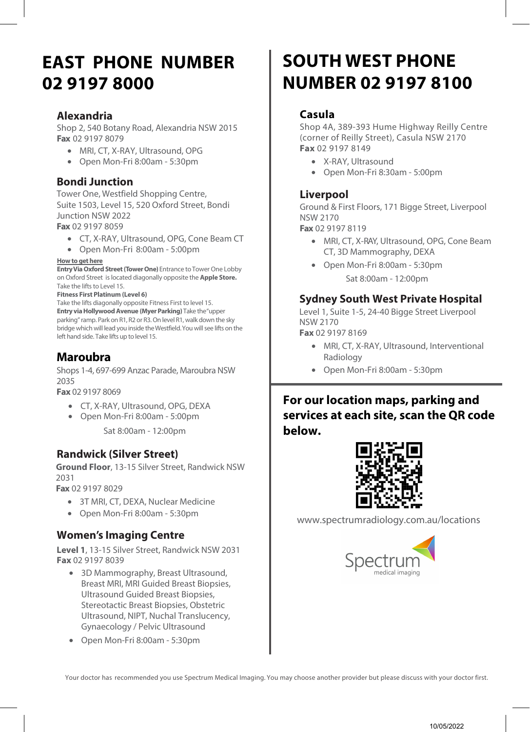# EAST PHONE NUMBER 02 9197 8000

### Alexandria

Shop 2, 540 Botany Road, Alexandria NSW 2015
**Fax** 02 9197 8079

- MRI, CT, X-RAY, Ultrasound, OPG
- Open Mon-Fri 8:00am - 5:30pm

### Bondi Junction

Tower One, Westfield Shopping Centre, Suite 1503, Level 15, 520 Oxford Street, Bondi Junction NSW 2022
**Fax** 02 9197 8059

- CT, X-RAY, Ultrasound, OPG, Cone Beam CT
- Open Mon-Fri 8:00am - 5:00pm

**How to get here**

**Entry Via Oxford Street (Tower One)** Entrance to Tower One Lobby on Oxford Street is located diagonally opposite the **Apple Store.** Take the lifts to Level 15.

**Fitness First Platinum (Level 6)**
Take the lifts diagonally opposite Fitness First to level 15.

**Entry via Hollywood Avenue (Myer Parking)** Take the "upper parking" ramp. Park on R1, R2 or R3. On level R1, walk down the sky bridge which will lead you inside the Westfield. You will see lifts on the left hand side. Take lifts up to level 15.

### Maroubra

Shops 1-4, 697-699 Anzac Parade, Maroubra NSW 2035
**Fax** 02 9197 8069

- CT, X-RAY, Ultrasound, OPG, DEXA
- Open Mon-Fri 8:00am - 5:00pm
  Sat 8:00am - 12:00pm

### Randwick (Silver Street)

**Ground Floor**, 13-15 Silver Street, Randwick NSW 2031
**Fax** 02 9197 8029

- 3T MRI, CT, DEXA, Nuclear Medicine
- Open Mon-Fri 8:00am - 5:30pm

### Women's Imaging Centre

**Level 1**, 13-15 Silver Street, Randwick NSW 2031
**Fax** 02 9197 8039

- 3D Mammography, Breast Ultrasound, Breast MRI, MRI Guided Breast Biopsies, Ultrasound Guided Breast Biopsies, Stereotactic Breast Biopsies, Obstetric Ultrasound, NIPT, Nuchal Translucency, Gynaecology / Pelvic Ultrasound
- Open Mon-Fri 8:00am - 5:30pm

# SOUTH WEST PHONE NUMBER 02 9197 8100

### Casula

Shop 4A, 389-393 Hume Highway Reilly Centre (corner of Reilly Street), Casula NSW 2170
**Fax** 02 9197 8149

- X-RAY, Ultrasound
- Open Mon-Fri 8:30am - 5:00pm

### Liverpool

Ground & First Floors, 171 Bigge Street, Liverpool NSW 2170
**Fax** 02 9197 8119

- MRI, CT, X-RAY, Ultrasound, OPG, Cone Beam CT, 3D Mammography, DEXA
- Open Mon-Fri 8:00am - 5:30pm
  Sat 8:00am - 12:00pm

### Sydney South West Private Hospital

Level 1, Suite 1-5, 24-40 Bigge Street Liverpool NSW 2170
**Fax** 02 9197 8169

- MRI, CT, X-RAY, Ultrasound, Interventional Radiology
- Open Mon-Fri 8:00am - 5:30pm

**For our location maps, parking and services at each site, scan the QR code below.**

www.spectrumradiology.com.au/locations

Spectrum medical imaging

Your doctor has recommended you use Spectrum Medical Imaging. You may choose another provider but please discuss with your doctor first.

10/05/2022